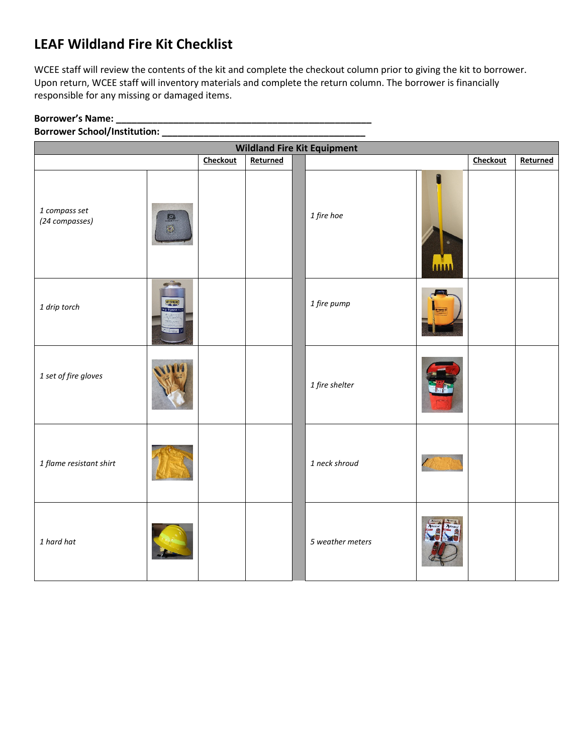# LEAF Wildland Fire Kit Checklist

WCEE staff will review the contents of the kit and complete the checkout column prior to giving the kit to borrower. Upon return, WCEE staff will inventory materials and complete the return column. The borrower is financially responsible for any missing or damaged items.

**Borrower's Name: ___________________________________________________**

**Borrower School/Institution: ________________________________________**

| Wildland Fire Kit Equipment | | | | | | | | |
|---|---|---|---|---|---|---|---|---|
| | | **Checkout** | **Returned** | | | | **Checkout** | **Returned** |
| *1 compass set (24 compasses)* | | | | | *1 fire hoe* | | | |
| *1 drip torch* | | | | | *1 fire pump* | | | |
| *1 set of fire gloves* | | | | | *1 fire shelter* | | | |
| *1 flame resistant shirt* | | | | | *1 neck shroud* | | | |
| *1 hard hat* | | | | | *5 weather meters* | | | |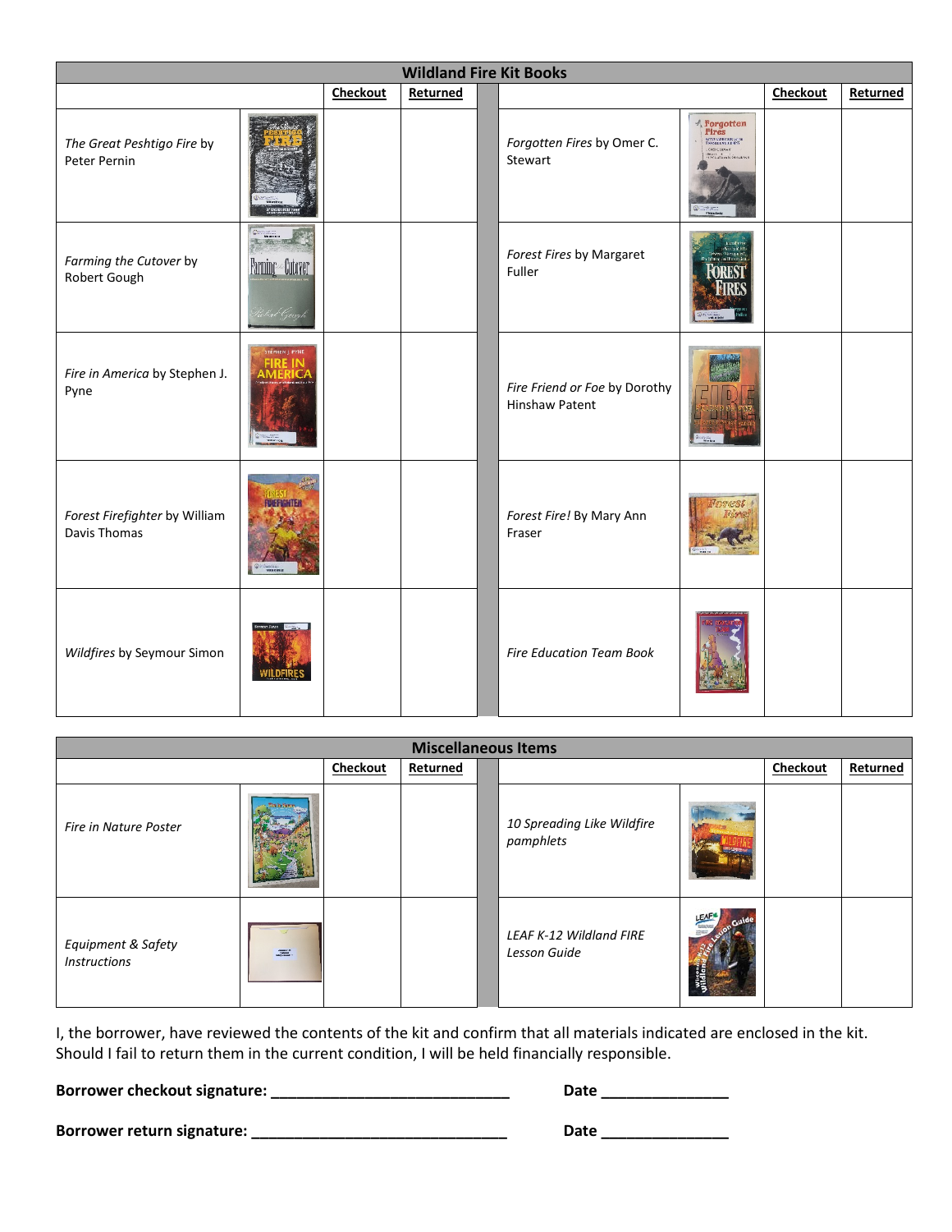| Wildland Fire Kit Books | | Checkout | Returned | | | Checkout | Returned |
|---|---|---|---|---|---|---|---|
| *The Great Peshtigo Fire* by Peter Pernin | | | | *Forgotten Fires* by Omer C. Stewart | | | |
| *Farming the Cutover* by Robert Gough | | | | *Forest Fires* by Margaret Fuller | | | |
| *Fire in America* by Stephen J. Pyne | | | | *Fire Friend or Foe* by Dorothy Hinshaw Patent | | | |
| *Forest Firefighter* by William Davis Thomas | | | | *Forest Fire!* By Mary Ann Fraser | | | |
| *Wildfires* by Seymour Simon | | | | *Fire Education Team Book* | | | |

| Miscellaneous Items | | Checkout | Returned | | | Checkout | Returned |
|---|---|---|---|---|---|---|---|
| *Fire in Nature Poster* | | | | *10 Spreading Like Wildfire pamphlets* | | | |
| *Equipment & Safety Instructions* | | | | *LEAF K-12 Wildland FIRE Lesson Guide* | | | |

I, the borrower, have reviewed the contents of the kit and confirm that all materials indicated are enclosed in the kit. Should I fail to return them in the current condition, I will be held financially responsible.

**Borrower checkout signature:** ____________________________ **Date** _______________

**Borrower return signature:** ______________________________ **Date** _______________